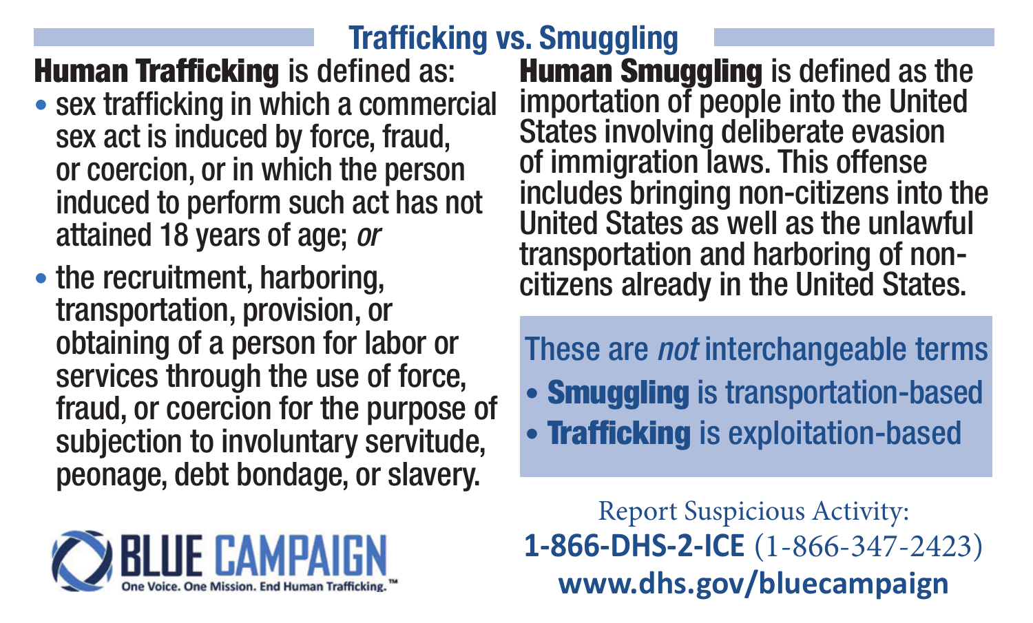# Trafficking vs. Smuggling

**Human Trafficking** is defined as:

- sex trafficking in which a commercial sex act is induced by force, fraud, or coercion, or in which the person induced to perform such act has not attained 18 years of age; *or*
- the recruitment, harboring, transportation, provision, or obtaining of a person for labor or services through the use of force, fraud, or coercion for the purpose of subjection to involuntary servitude, peonage, debt bondage, or slavery.

**Human Smuggling** is defined as the importation of people into the United States involving deliberate evasion of immigration laws. This offense includes bringing non-citizens into the United States as well as the unlawful transportation and harboring of non-citizens already in the United States.

These are *not* interchangeable terms

- **Smuggling** is transportation-based
- **Trafficking** is exploitation-based

BLUE CAMPAIGN

One Voice. One Mission. End Human Trafficking.™

Report Suspicious Activity:

**1-866-DHS-2-ICE** (1-866-347-2423)

**www.dhs.gov/bluecampaign**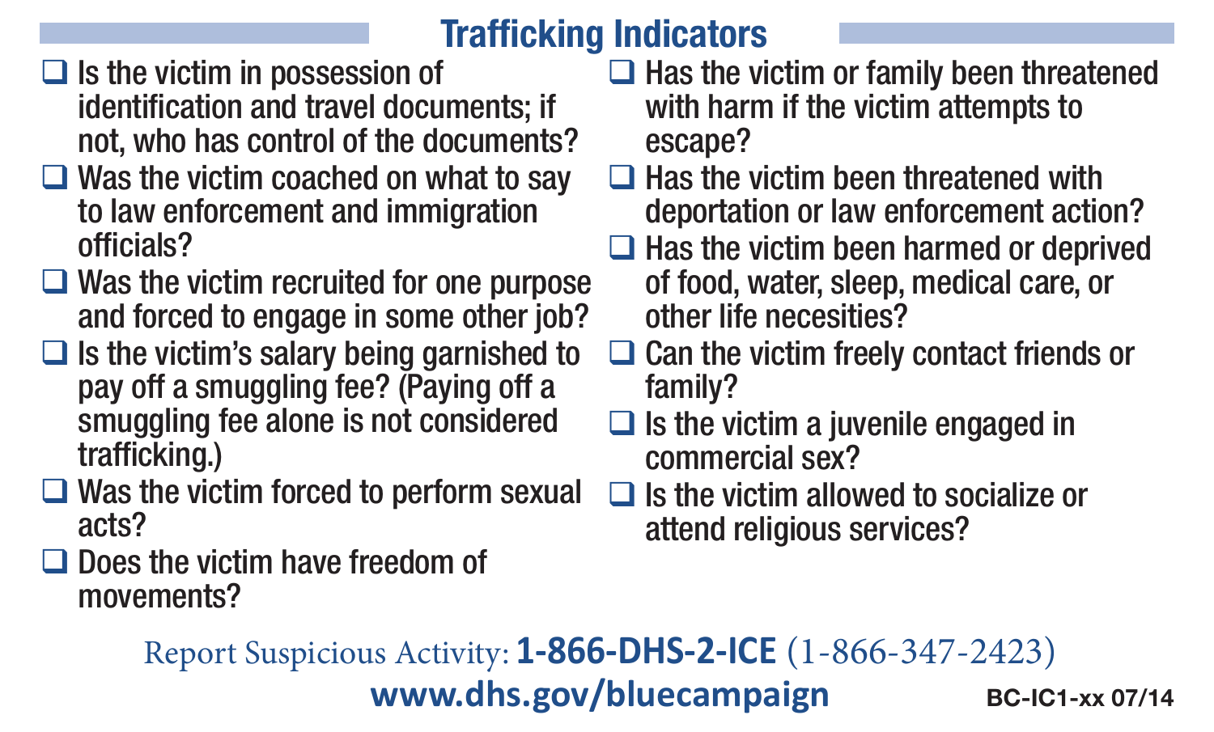## Trafficking Indicators

- ☐ Is the victim in possession of identification and travel documents; if not, who has control of the documents?
- ☐ Was the victim coached on what to say to law enforcement and immigration officials?
- ☐ Was the victim recruited for one purpose and forced to engage in some other job?
- ☐ Is the victim's salary being garnished to pay off a smuggling fee? (Paying off a smuggling fee alone is not considered trafficking.)
- ☐ Was the victim forced to perform sexual acts?
- ☐ Does the victim have freedom of movements?
- ☐ Has the victim or family been threatened with harm if the victim attempts to escape?
- ☐ Has the victim been threatened with deportation or law enforcement action?
- ☐ Has the victim been harmed or deprived of food, water, sleep, medical care, or other life necesities?
- ☐ Can the victim freely contact friends or family?
- ☐ Is the victim a juvenile engaged in commercial sex?
- ☐ Is the victim allowed to socialize or attend religious services?

Report Suspicious Activity: **1-866-DHS-2-ICE** (1-866-347-2423)

**www.dhs.gov/bluecampaign**

BC-IC1-xx 07/14